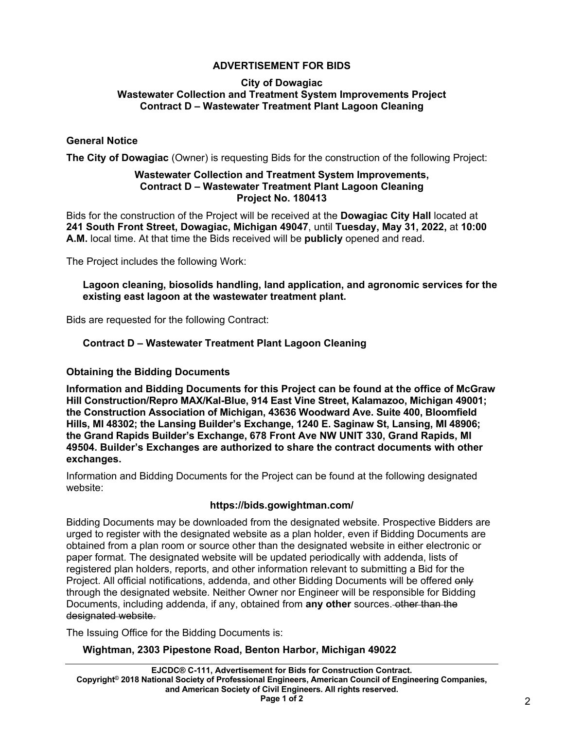# ADVERTISEMENT FOR BIDS

**City of Dowagiac**
**Wastewater Collection and Treatment System Improvements Project**
**Contract D – Wastewater Treatment Plant Lagoon Cleaning**

## General Notice

**The City of Dowagiac** (Owner) is requesting Bids for the construction of the following Project:

**Wastewater Collection and Treatment System Improvements,**
**Contract D – Wastewater Treatment Plant Lagoon Cleaning**
**Project No. 180413**

Bids for the construction of the Project will be received at the **Dowagiac City Hall** located at **241 South Front Street, Dowagiac, Michigan 49047**, until **Tuesday, May 31, 2022,** at **10:00 A.M.** local time. At that time the Bids received will be **publicly** opened and read.

The Project includes the following Work:

> **Lagoon cleaning, biosolids handling, land application, and agronomic services for the existing east lagoon at the wastewater treatment plant.**

Bids are requested for the following Contract:

> **Contract D – Wastewater Treatment Plant Lagoon Cleaning**

## Obtaining the Bidding Documents

**Information and Bidding Documents for this Project can be found at the office of McGraw Hill Construction/Repro MAX/Kal-Blue, 914 East Vine Street, Kalamazoo, Michigan 49001; the Construction Association of Michigan, 43636 Woodward Ave. Suite 400, Bloomfield Hills, MI 48302; the Lansing Builder's Exchange, 1240 E. Saginaw St, Lansing, MI 48906; the Grand Rapids Builder's Exchange, 678 Front Ave NW UNIT 330, Grand Rapids, MI 49504. Builder's Exchanges are authorized to share the contract documents with other exchanges.**

Information and Bidding Documents for the Project can be found at the following designated website:

**https://bids.gowightman.com/**

Bidding Documents may be downloaded from the designated website. Prospective Bidders are urged to register with the designated website as a plan holder, even if Bidding Documents are obtained from a plan room or source other than the designated website in either electronic or paper format. The designated website will be updated periodically with addenda, lists of registered plan holders, reports, and other information relevant to submitting a Bid for the Project. All official notifications, addenda, and other Bidding Documents will be offered ~~only~~ through the designated website. Neither Owner nor Engineer will be responsible for Bidding Documents, including addenda, if any, obtained from **any other** sources. ~~other than the designated website.~~

The Issuing Office for the Bidding Documents is:

> **Wightman, 2303 Pipestone Road, Benton Harbor, Michigan 49022**

**EJCDC® C-111, Advertisement for Bids for Construction Contract.**
**Copyright© 2018 National Society of Professional Engineers, American Council of Engineering Companies, and American Society of Civil Engineers. All rights reserved.**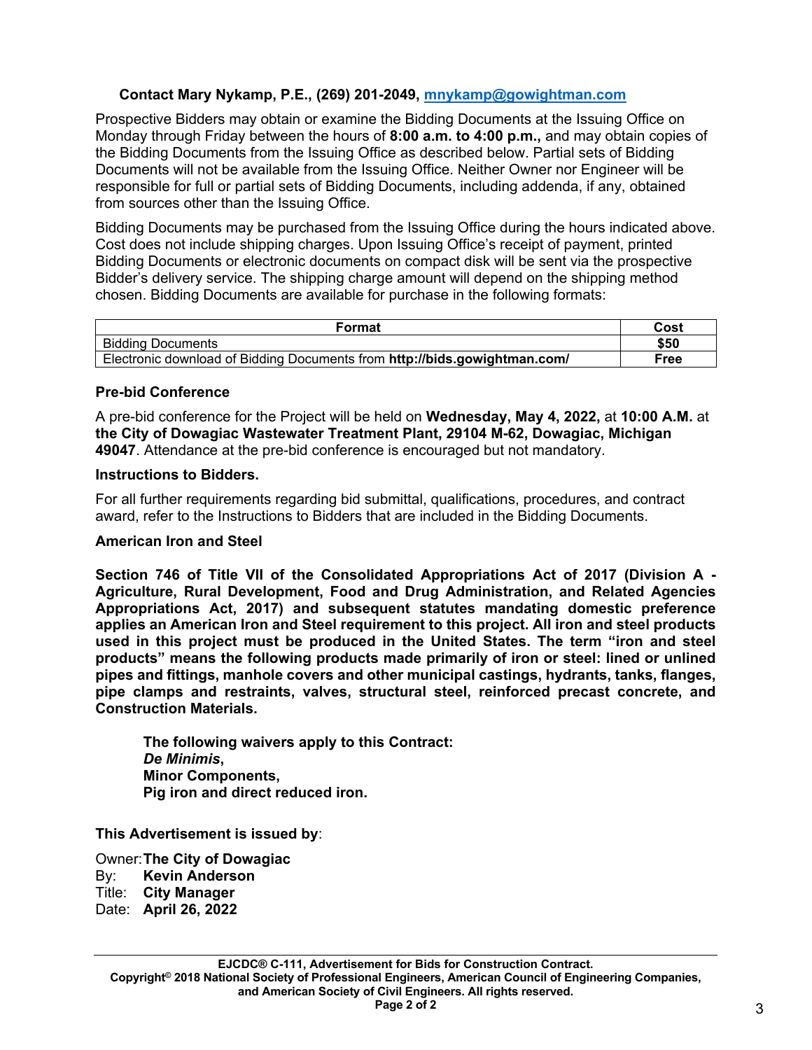**Contact Mary Nykamp, P.E., (269) 201-2049, mnykamp@gowightman.com**

Prospective Bidders may obtain or examine the Bidding Documents at the Issuing Office on Monday through Friday between the hours of **8:00 a.m. to 4:00 p.m.,** and may obtain copies of the Bidding Documents from the Issuing Office as described below. Partial sets of Bidding Documents will not be available from the Issuing Office. Neither Owner nor Engineer will be responsible for full or partial sets of Bidding Documents, including addenda, if any, obtained from sources other than the Issuing Office.

Bidding Documents may be purchased from the Issuing Office during the hours indicated above. Cost does not include shipping charges. Upon Issuing Office's receipt of payment, printed Bidding Documents or electronic documents on compact disk will be sent via the prospective Bidder's delivery service. The shipping charge amount will depend on the shipping method chosen. Bidding Documents are available for purchase in the following formats:

| Format | Cost |
|---|---|
| Bidding Documents | **$50** |
| Electronic download of Bidding Documents from **http://bids.gowightman.com/** | **Free** |

**Pre-bid Conference**

A pre-bid conference for the Project will be held on **Wednesday, May 4, 2022,** at **10:00 A.M.** at **the City of Dowagiac Wastewater Treatment Plant, 29104 M-62, Dowagiac, Michigan 49047**. Attendance at the pre-bid conference is encouraged but not mandatory.

**Instructions to Bidders.**

For all further requirements regarding bid submittal, qualifications, procedures, and contract award, refer to the Instructions to Bidders that are included in the Bidding Documents.

**American Iron and Steel**

**Section 746 of Title VII of the Consolidated Appropriations Act of 2017 (Division A - Agriculture, Rural Development, Food and Drug Administration, and Related Agencies Appropriations Act, 2017) and subsequent statutes mandating domestic preference applies an American Iron and Steel requirement to this project. All iron and steel products used in this project must be produced in the United States. The term "iron and steel products" means the following products made primarily of iron or steel: lined or unlined pipes and fittings, manhole covers and other municipal castings, hydrants, tanks, flanges, pipe clamps and restraints, valves, structural steel, reinforced precast concrete, and Construction Materials.**

**The following waivers apply to this Contract:**
***De Minimis*,**
**Minor Components,**
**Pig iron and direct reduced iron.**

**This Advertisement is issued by**:

Owner: **The City of Dowagiac**
By: **Kevin Anderson**
Title: **City Manager**
Date: **April 26, 2022**

**EJCDC® C-111, Advertisement for Bids for Construction Contract.**
**Copyright© 2018 National Society of Professional Engineers, American Council of Engineering Companies, and American Society of Civil Engineers. All rights reserved.**